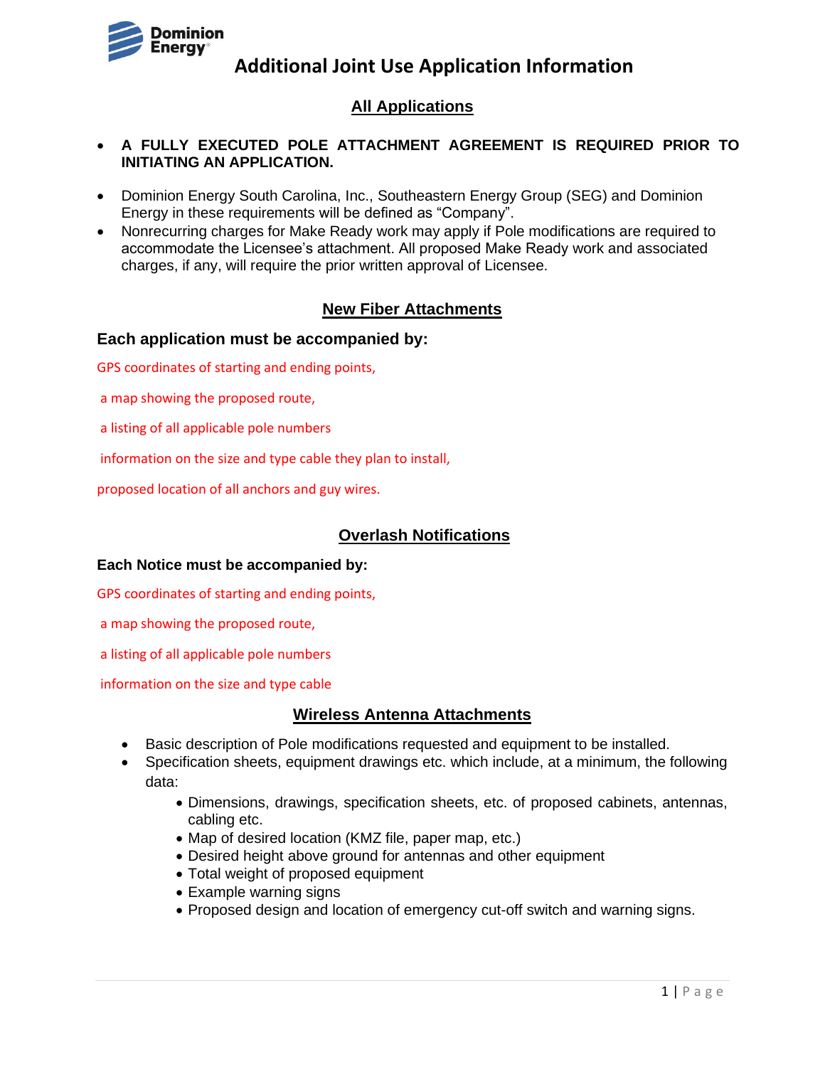# Additional Joint Use Application Information

## All Applications

- **A FULLY EXECUTED POLE ATTACHMENT AGREEMENT IS REQUIRED PRIOR TO INITIATING AN APPLICATION.**
- Dominion Energy South Carolina, Inc., Southeastern Energy Group (SEG) and Dominion Energy in these requirements will be defined as "Company".
- Nonrecurring charges for Make Ready work may apply if Pole modifications are required to accommodate the Licensee's attachment. All proposed Make Ready work and associated charges, if any, will require the prior written approval of Licensee.

## New Fiber Attachments

### Each application must be accompanied by:

GPS coordinates of starting and ending points,

a map showing the proposed route,

a listing of all applicable pole numbers

information on the size and type cable they plan to install,

proposed location of all anchors and guy wires.

## Overlash Notifications

**Each Notice must be accompanied by:**

GPS coordinates of starting and ending points,

a map showing the proposed route,

a listing of all applicable pole numbers

information on the size and type cable

## Wireless Antenna Attachments

- Basic description of Pole modifications requested and equipment to be installed.
- Specification sheets, equipment drawings etc. which include, at a minimum, the following data:
  - Dimensions, drawings, specification sheets, etc. of proposed cabinets, antennas, cabling etc.
  - Map of desired location (KMZ file, paper map, etc.)
  - Desired height above ground for antennas and other equipment
  - Total weight of proposed equipment
  - Example warning signs
  - Proposed design and location of emergency cut-off switch and warning signs.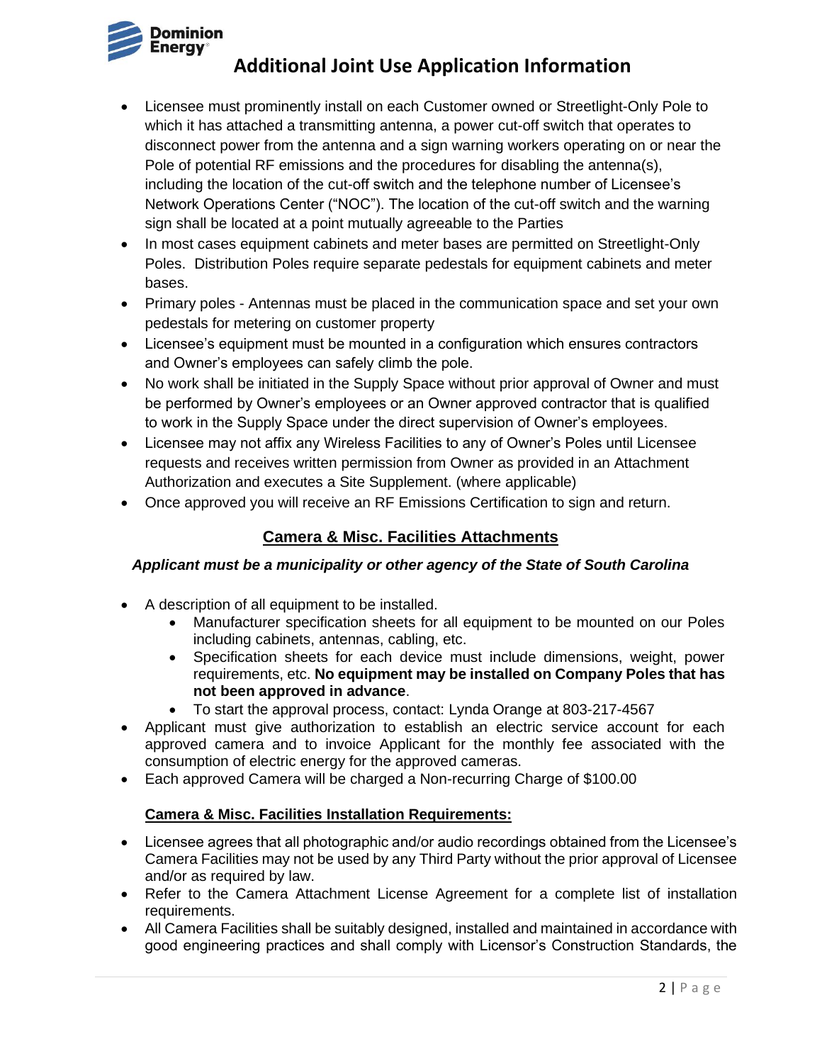# Additional Joint Use Application Information

- Licensee must prominently install on each Customer owned or Streetlight-Only Pole to which it has attached a transmitting antenna, a power cut-off switch that operates to disconnect power from the antenna and a sign warning workers operating on or near the Pole of potential RF emissions and the procedures for disabling the antenna(s), including the location of the cut-off switch and the telephone number of Licensee's Network Operations Center ("NOC"). The location of the cut-off switch and the warning sign shall be located at a point mutually agreeable to the Parties
- In most cases equipment cabinets and meter bases are permitted on Streetlight-Only Poles. Distribution Poles require separate pedestals for equipment cabinets and meter bases.
- Primary poles - Antennas must be placed in the communication space and set your own pedestals for metering on customer property
- Licensee's equipment must be mounted in a configuration which ensures contractors and Owner's employees can safely climb the pole.
- No work shall be initiated in the Supply Space without prior approval of Owner and must be performed by Owner's employees or an Owner approved contractor that is qualified to work in the Supply Space under the direct supervision of Owner's employees.
- Licensee may not affix any Wireless Facilities to any of Owner's Poles until Licensee requests and receives written permission from Owner as provided in an Attachment Authorization and executes a Site Supplement. (where applicable)
- Once approved you will receive an RF Emissions Certification to sign and return.

## Camera & Misc. Facilities Attachments

***Applicant must be a municipality or other agency of the State of South Carolina***

- A description of all equipment to be installed.
  - Manufacturer specification sheets for all equipment to be mounted on our Poles including cabinets, antennas, cabling, etc.
  - Specification sheets for each device must include dimensions, weight, power requirements, etc. **No equipment may be installed on Company Poles that has not been approved in advance**.
  - To start the approval process, contact: Lynda Orange at 803-217-4567
- Applicant must give authorization to establish an electric service account for each approved camera and to invoice Applicant for the monthly fee associated with the consumption of electric energy for the approved cameras.
- Each approved Camera will be charged a Non-recurring Charge of $100.00

### Camera & Misc. Facilities Installation Requirements:

- Licensee agrees that all photographic and/or audio recordings obtained from the Licensee's Camera Facilities may not be used by any Third Party without the prior approval of Licensee and/or as required by law.
- Refer to the Camera Attachment License Agreement for a complete list of installation requirements.
- All Camera Facilities shall be suitably designed, installed and maintained in accordance with good engineering practices and shall comply with Licensor's Construction Standards, the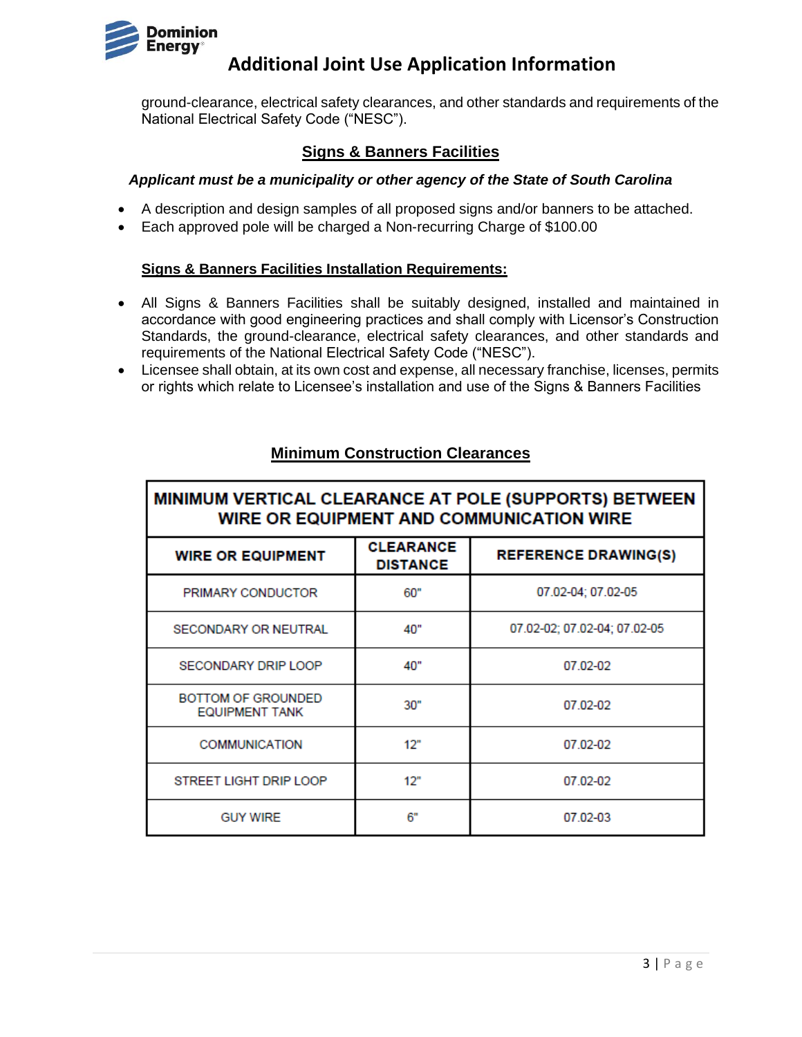ground-clearance, electrical safety clearances, and other standards and requirements of the National Electrical Safety Code ("NESC").

## Signs & Banners Facilities

***Applicant must be a municipality or other agency of the State of South Carolina***

- A description and design samples of all proposed signs and/or banners to be attached.
- Each approved pole will be charged a Non-recurring Charge of $100.00

### Signs & Banners Facilities Installation Requirements:

- All Signs & Banners Facilities shall be suitably designed, installed and maintained in accordance with good engineering practices and shall comply with Licensor's Construction Standards, the ground-clearance, electrical safety clearances, and other standards and requirements of the National Electrical Safety Code ("NESC").
- Licensee shall obtain, at its own cost and expense, all necessary franchise, licenses, permits or rights which relate to Licensee's installation and use of the Signs & Banners Facilities

## Minimum Construction Clearances

**MINIMUM VERTICAL CLEARANCE AT POLE (SUPPORTS) BETWEEN WIRE OR EQUIPMENT AND COMMUNICATION WIRE**

| WIRE OR EQUIPMENT | CLEARANCE DISTANCE | REFERENCE DRAWING(S) |
|---|---|---|
| PRIMARY CONDUCTOR | 60" | 07.02-04; 07.02-05 |
| SECONDARY OR NEUTRAL | 40" | 07.02-02; 07.02-04; 07.02-05 |
| SECONDARY DRIP LOOP | 40" | 07.02-02 |
| BOTTOM OF GROUNDED EQUIPMENT TANK | 30" | 07.02-02 |
| COMMUNICATION | 12" | 07.02-02 |
| STREET LIGHT DRIP LOOP | 12" | 07.02-02 |
| GUY WIRE | 6" | 07.02-03 |